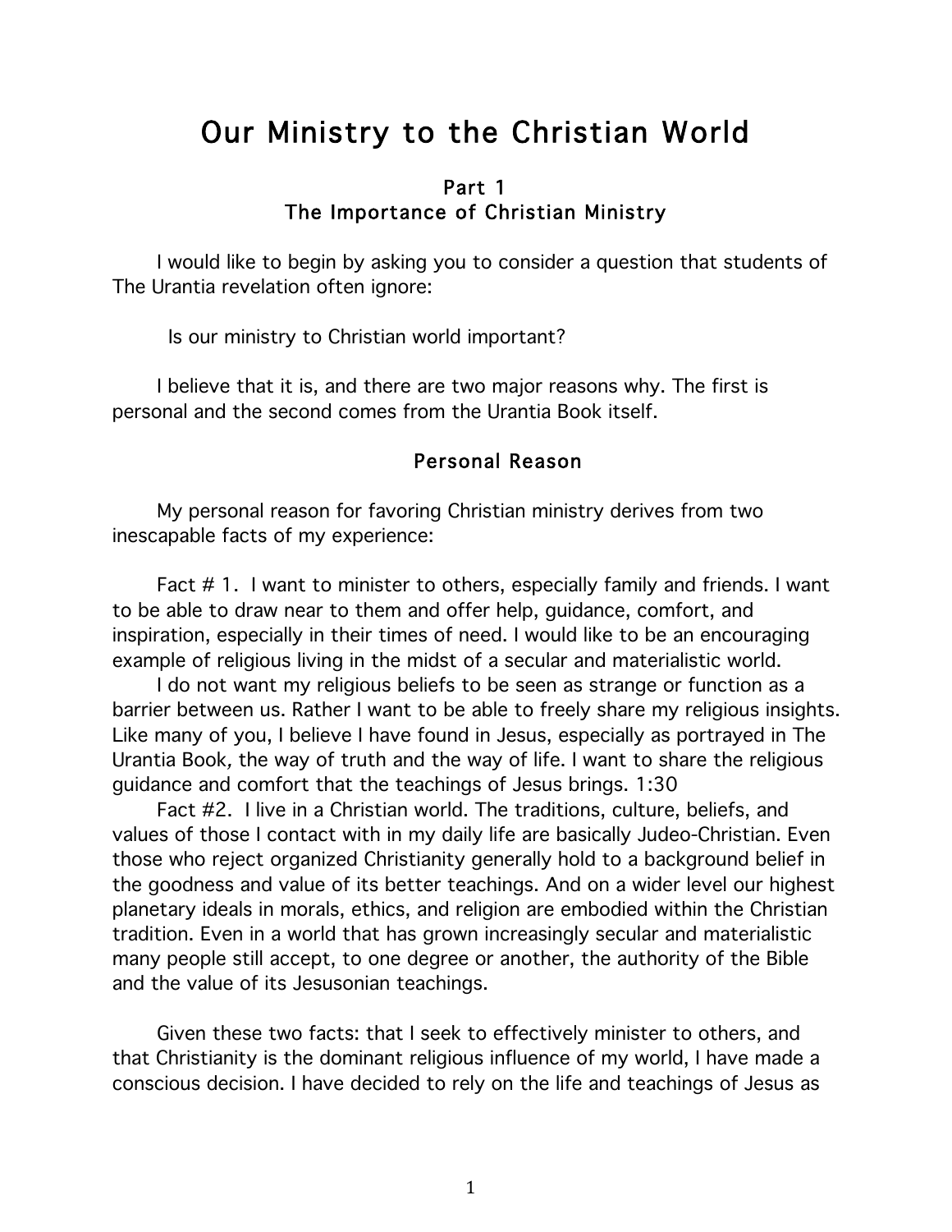# Our Ministry to the Christian World

## Part 1
## The Importance of Christian Ministry

I would like to begin by asking you to consider a question that students of The Urantia revelation often ignore:

Is our ministry to Christian world important?

I believe that it is, and there are two major reasons why. The first is personal and the second comes from the Urantia Book itself.

### Personal Reason

My personal reason for favoring Christian ministry derives from two inescapable facts of my experience:

Fact # 1. I want to minister to others, especially family and friends. I want to be able to draw near to them and offer help, guidance, comfort, and inspiration, especially in their times of need. I would like to be an encouraging example of religious living in the midst of a secular and materialistic world.

I do not want my religious beliefs to be seen as strange or function as a barrier between us. Rather I want to be able to freely share my religious insights. Like many of you, I believe I have found in Jesus, especially as portrayed in The Urantia Book*,* the way of truth and the way of life. I want to share the religious guidance and comfort that the teachings of Jesus brings. 1:30

Fact #2. I live in a Christian world. The traditions, culture, beliefs, and values of those I contact with in my daily life are basically Judeo-Christian. Even those who reject organized Christianity generally hold to a background belief in the goodness and value of its better teachings. And on a wider level our highest planetary ideals in morals, ethics, and religion are embodied within the Christian tradition. Even in a world that has grown increasingly secular and materialistic many people still accept, to one degree or another, the authority of the Bible and the value of its Jesusonian teachings.

Given these two facts: that I seek to effectively minister to others, and that Christianity is the dominant religious influence of my world, I have made a conscious decision. I have decided to rely on the life and teachings of Jesus as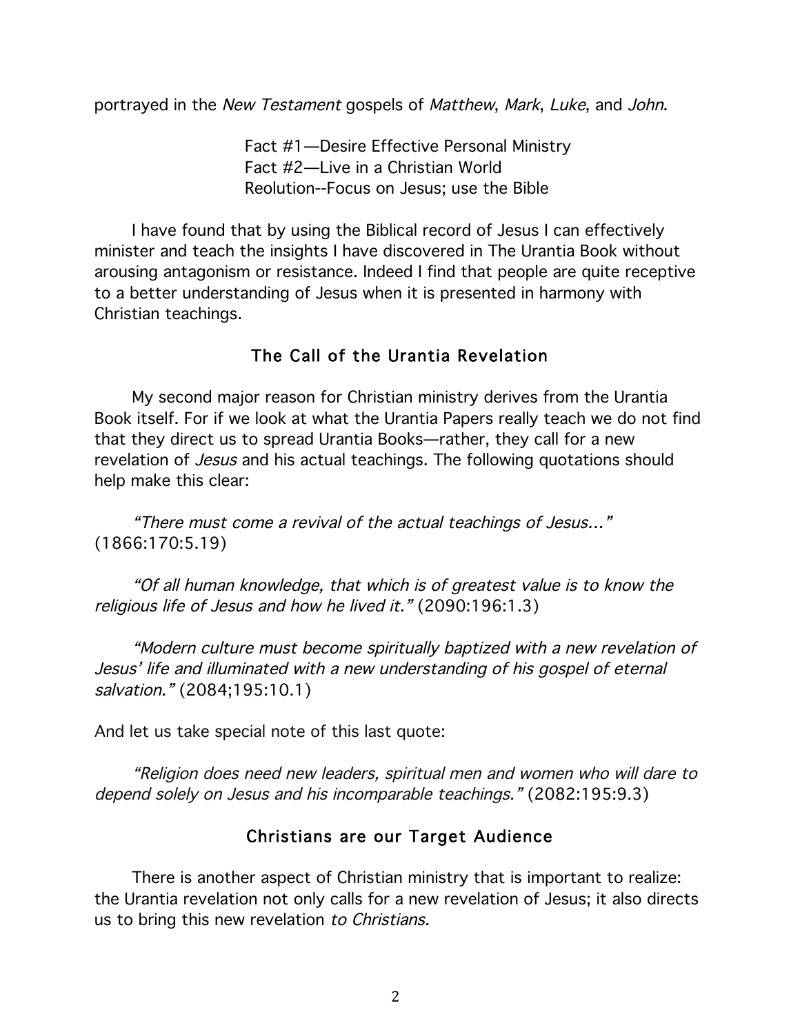portrayed in the *New Testament* gospels of *Matthew*, *Mark*, *Luke*, and *John*.

Fact #1—Desire Effective Personal Ministry
Fact #2—Live in a Christian World
Reolution--Focus on Jesus; use the Bible

I have found that by using the Biblical record of Jesus I can effectively minister and teach the insights I have discovered in The Urantia Book without arousing antagonism or resistance. Indeed I find that people are quite receptive to a better understanding of Jesus when it is presented in harmony with Christian teachings.

## The Call of the Urantia Revelation

My second major reason for Christian ministry derives from the Urantia Book itself. For if we look at what the Urantia Papers really teach we do not find that they direct us to spread Urantia Books—rather, they call for a new revelation of *Jesus* and his actual teachings. The following quotations should help make this clear:

*"There must come a revival of the actual teachings of Jesus..."* (1866:170:5.19)

*"Of all human knowledge, that which is of greatest value is to know the religious life of Jesus and how he lived it."* (2090:196:1.3)

*"Modern culture must become spiritually baptized with a new revelation of Jesus' life and illuminated with a new understanding of his gospel of eternal salvation."* (2084;195:10.1)

And let us take special note of this last quote:

*"Religion does need new leaders, spiritual men and women who will dare to depend solely on Jesus and his incomparable teachings."* (2082:195:9.3)

## Christians are our Target Audience

There is another aspect of Christian ministry that is important to realize: the Urantia revelation not only calls for a new revelation of Jesus; it also directs us to bring this new revelation *to Christians.*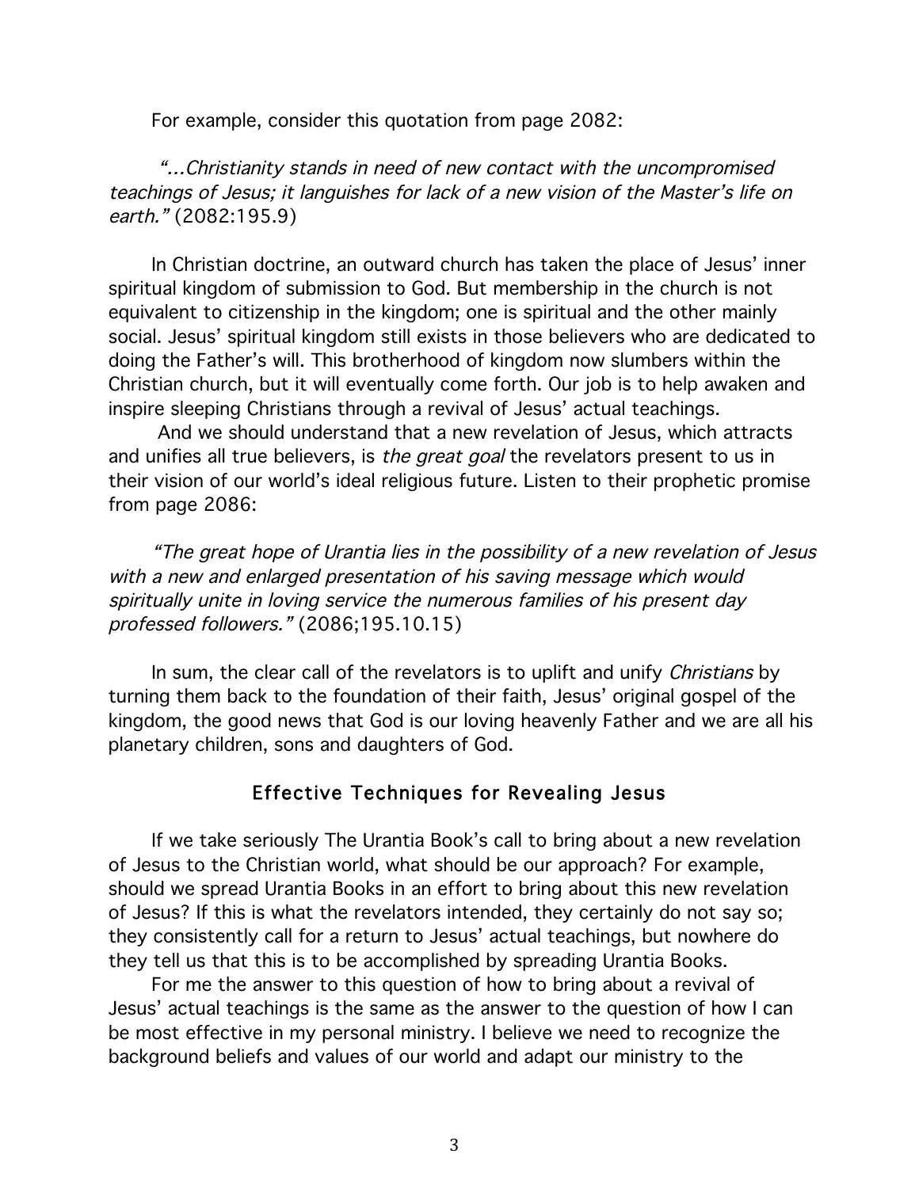For example, consider this quotation from page 2082:

*"…Christianity stands in need of new contact with the uncompromised teachings of Jesus; it languishes for lack of a new vision of the Master's life on earth."* (2082:195.9)

In Christian doctrine, an outward church has taken the place of Jesus' inner spiritual kingdom of submission to God. But membership in the church is not equivalent to citizenship in the kingdom; one is spiritual and the other mainly social. Jesus' spiritual kingdom still exists in those believers who are dedicated to doing the Father's will. This brotherhood of kingdom now slumbers within the Christian church, but it will eventually come forth. Our job is to help awaken and inspire sleeping Christians through a revival of Jesus' actual teachings.

And we should understand that a new revelation of Jesus, which attracts and unifies all true believers, is *the great goal* the revelators present to us in their vision of our world's ideal religious future. Listen to their prophetic promise from page 2086:

*"The great hope of Urantia lies in the possibility of a new revelation of Jesus with a new and enlarged presentation of his saving message which would spiritually unite in loving service the numerous families of his present day professed followers."* (2086;195.10.15)

In sum, the clear call of the revelators is to uplift and unify *Christians* by turning them back to the foundation of their faith, Jesus' original gospel of the kingdom, the good news that God is our loving heavenly Father and we are all his planetary children, sons and daughters of God.

## Effective Techniques for Revealing Jesus

If we take seriously The Urantia Book's call to bring about a new revelation of Jesus to the Christian world, what should be our approach? For example, should we spread Urantia Books in an effort to bring about this new revelation of Jesus? If this is what the revelators intended, they certainly do not say so; they consistently call for a return to Jesus' actual teachings, but nowhere do they tell us that this is to be accomplished by spreading Urantia Books.

For me the answer to this question of how to bring about a revival of Jesus' actual teachings is the same as the answer to the question of how I can be most effective in my personal ministry. I believe we need to recognize the background beliefs and values of our world and adapt our ministry to the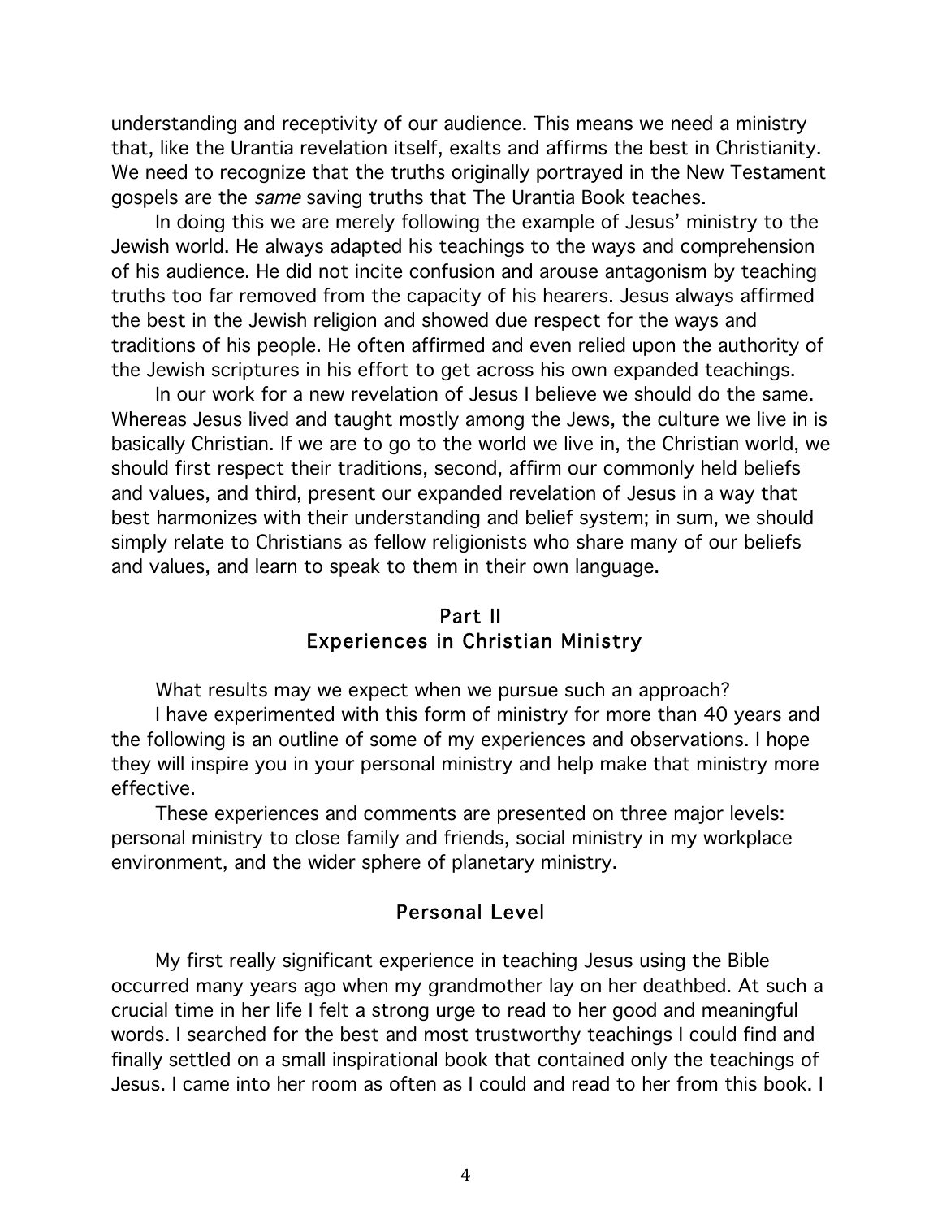understanding and receptivity of our audience. This means we need a ministry that, like the Urantia revelation itself, exalts and affirms the best in Christianity. We need to recognize that the truths originally portrayed in the New Testament gospels are the *same* saving truths that The Urantia Book teaches.

In doing this we are merely following the example of Jesus' ministry to the Jewish world. He always adapted his teachings to the ways and comprehension of his audience. He did not incite confusion and arouse antagonism by teaching truths too far removed from the capacity of his hearers. Jesus always affirmed the best in the Jewish religion and showed due respect for the ways and traditions of his people. He often affirmed and even relied upon the authority of the Jewish scriptures in his effort to get across his own expanded teachings.

In our work for a new revelation of Jesus I believe we should do the same. Whereas Jesus lived and taught mostly among the Jews, the culture we live in is basically Christian. If we are to go to the world we live in, the Christian world, we should first respect their traditions, second, affirm our commonly held beliefs and values, and third, present our expanded revelation of Jesus in a way that best harmonizes with their understanding and belief system; in sum, we should simply relate to Christians as fellow religionists who share many of our beliefs and values, and learn to speak to them in their own language.

## Part II
## Experiences in Christian Ministry

What results may we expect when we pursue such an approach?

I have experimented with this form of ministry for more than 40 years and the following is an outline of some of my experiences and observations. I hope they will inspire you in your personal ministry and help make that ministry more effective.

These experiences and comments are presented on three major levels: personal ministry to close family and friends, social ministry in my workplace environment, and the wider sphere of planetary ministry.

### Personal Level

My first really significant experience in teaching Jesus using the Bible occurred many years ago when my grandmother lay on her deathbed. At such a crucial time in her life I felt a strong urge to read to her good and meaningful words. I searched for the best and most trustworthy teachings I could find and finally settled on a small inspirational book that contained only the teachings of Jesus. I came into her room as often as I could and read to her from this book. I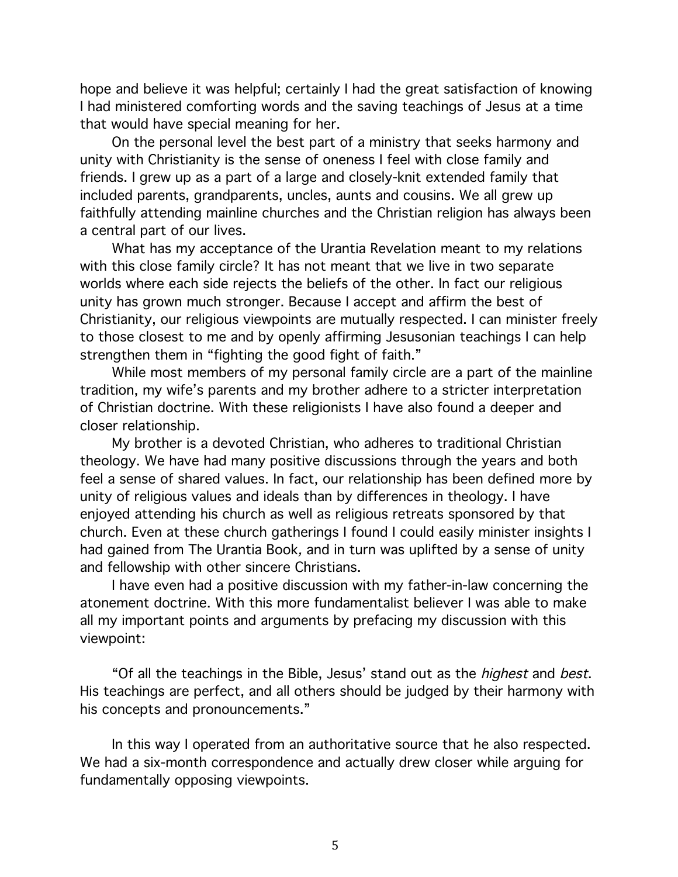hope and believe it was helpful; certainly I had the great satisfaction of knowing I had ministered comforting words and the saving teachings of Jesus at a time that would have special meaning for her.

On the personal level the best part of a ministry that seeks harmony and unity with Christianity is the sense of oneness I feel with close family and friends. I grew up as a part of a large and closely-knit extended family that included parents, grandparents, uncles, aunts and cousins. We all grew up faithfully attending mainline churches and the Christian religion has always been a central part of our lives.

What has my acceptance of the Urantia Revelation meant to my relations with this close family circle? It has not meant that we live in two separate worlds where each side rejects the beliefs of the other. In fact our religious unity has grown much stronger. Because I accept and affirm the best of Christianity, our religious viewpoints are mutually respected. I can minister freely to those closest to me and by openly affirming Jesusonian teachings I can help strengthen them in "fighting the good fight of faith."

While most members of my personal family circle are a part of the mainline tradition, my wife's parents and my brother adhere to a stricter interpretation of Christian doctrine. With these religionists I have also found a deeper and closer relationship.

My brother is a devoted Christian, who adheres to traditional Christian theology. We have had many positive discussions through the years and both feel a sense of shared values. In fact, our relationship has been defined more by unity of religious values and ideals than by differences in theology. I have enjoyed attending his church as well as religious retreats sponsored by that church. Even at these church gatherings I found I could easily minister insights I had gained from The Urantia Book*,* and in turn was uplifted by a sense of unity and fellowship with other sincere Christians.

I have even had a positive discussion with my father-in-law concerning the atonement doctrine. With this more fundamentalist believer I was able to make all my important points and arguments by prefacing my discussion with this viewpoint:

"Of all the teachings in the Bible, Jesus' stand out as the *highest* and *best*. His teachings are perfect, and all others should be judged by their harmony with his concepts and pronouncements."

In this way I operated from an authoritative source that he also respected. We had a six-month correspondence and actually drew closer while arguing for fundamentally opposing viewpoints.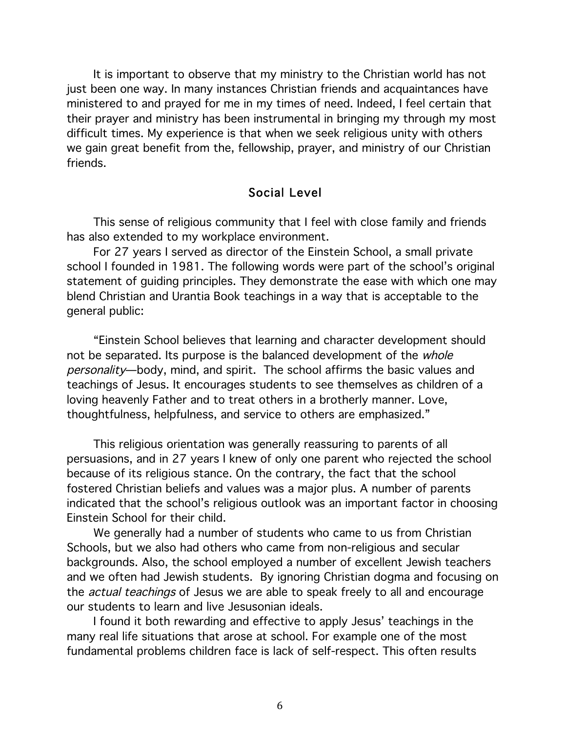It is important to observe that my ministry to the Christian world has not just been one way. In many instances Christian friends and acquaintances have ministered to and prayed for me in my times of need. Indeed, I feel certain that their prayer and ministry has been instrumental in bringing my through my most difficult times. My experience is that when we seek religious unity with others we gain great benefit from the, fellowship, prayer, and ministry of our Christian friends.

## Social Level

This sense of religious community that I feel with close family and friends has also extended to my workplace environment.

For 27 years I served as director of the Einstein School, a small private school I founded in 1981. The following words were part of the school's original statement of guiding principles. They demonstrate the ease with which one may blend Christian and Urantia Book teachings in a way that is acceptable to the general public:

"Einstein School believes that learning and character development should not be separated. Its purpose is the balanced development of the *whole personality*—body, mind, and spirit. The school affirms the basic values and teachings of Jesus. It encourages students to see themselves as children of a loving heavenly Father and to treat others in a brotherly manner. Love, thoughtfulness, helpfulness, and service to others are emphasized."

This religious orientation was generally reassuring to parents of all persuasions, and in 27 years I knew of only one parent who rejected the school because of its religious stance. On the contrary, the fact that the school fostered Christian beliefs and values was a major plus. A number of parents indicated that the school's religious outlook was an important factor in choosing Einstein School for their child.

We generally had a number of students who came to us from Christian Schools, but we also had others who came from non-religious and secular backgrounds. Also, the school employed a number of excellent Jewish teachers and we often had Jewish students. By ignoring Christian dogma and focusing on the *actual teachings* of Jesus we are able to speak freely to all and encourage our students to learn and live Jesusonian ideals.

I found it both rewarding and effective to apply Jesus' teachings in the many real life situations that arose at school. For example one of the most fundamental problems children face is lack of self-respect. This often results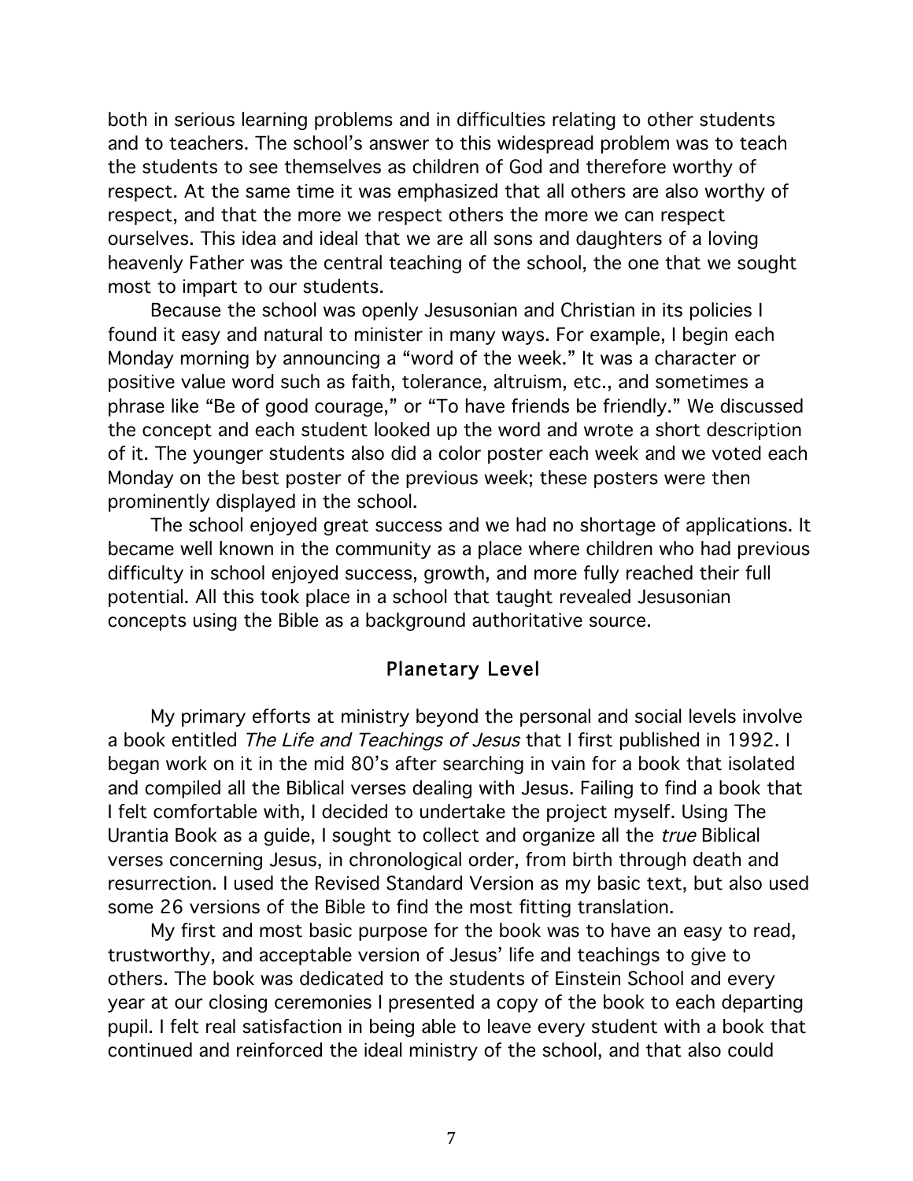both in serious learning problems and in difficulties relating to other students and to teachers. The school's answer to this widespread problem was to teach the students to see themselves as children of God and therefore worthy of respect. At the same time it was emphasized that all others are also worthy of respect, and that the more we respect others the more we can respect ourselves. This idea and ideal that we are all sons and daughters of a loving heavenly Father was the central teaching of the school, the one that we sought most to impart to our students.

Because the school was openly Jesusonian and Christian in its policies I found it easy and natural to minister in many ways. For example, I begin each Monday morning by announcing a "word of the week." It was a character or positive value word such as faith, tolerance, altruism, etc., and sometimes a phrase like "Be of good courage," or "To have friends be friendly." We discussed the concept and each student looked up the word and wrote a short description of it. The younger students also did a color poster each week and we voted each Monday on the best poster of the previous week; these posters were then prominently displayed in the school.

The school enjoyed great success and we had no shortage of applications. It became well known in the community as a place where children who had previous difficulty in school enjoyed success, growth, and more fully reached their full potential. All this took place in a school that taught revealed Jesusonian concepts using the Bible as a background authoritative source.

## Planetary Level

My primary efforts at ministry beyond the personal and social levels involve a book entitled *The Life and Teachings of Jesus* that I first published in 1992. I began work on it in the mid 80's after searching in vain for a book that isolated and compiled all the Biblical verses dealing with Jesus. Failing to find a book that I felt comfortable with, I decided to undertake the project myself. Using The Urantia Book as a guide, I sought to collect and organize all the *true* Biblical verses concerning Jesus, in chronological order, from birth through death and resurrection. I used the Revised Standard Version as my basic text, but also used some 26 versions of the Bible to find the most fitting translation.

My first and most basic purpose for the book was to have an easy to read, trustworthy, and acceptable version of Jesus' life and teachings to give to others. The book was dedicated to the students of Einstein School and every year at our closing ceremonies I presented a copy of the book to each departing pupil. I felt real satisfaction in being able to leave every student with a book that continued and reinforced the ideal ministry of the school, and that also could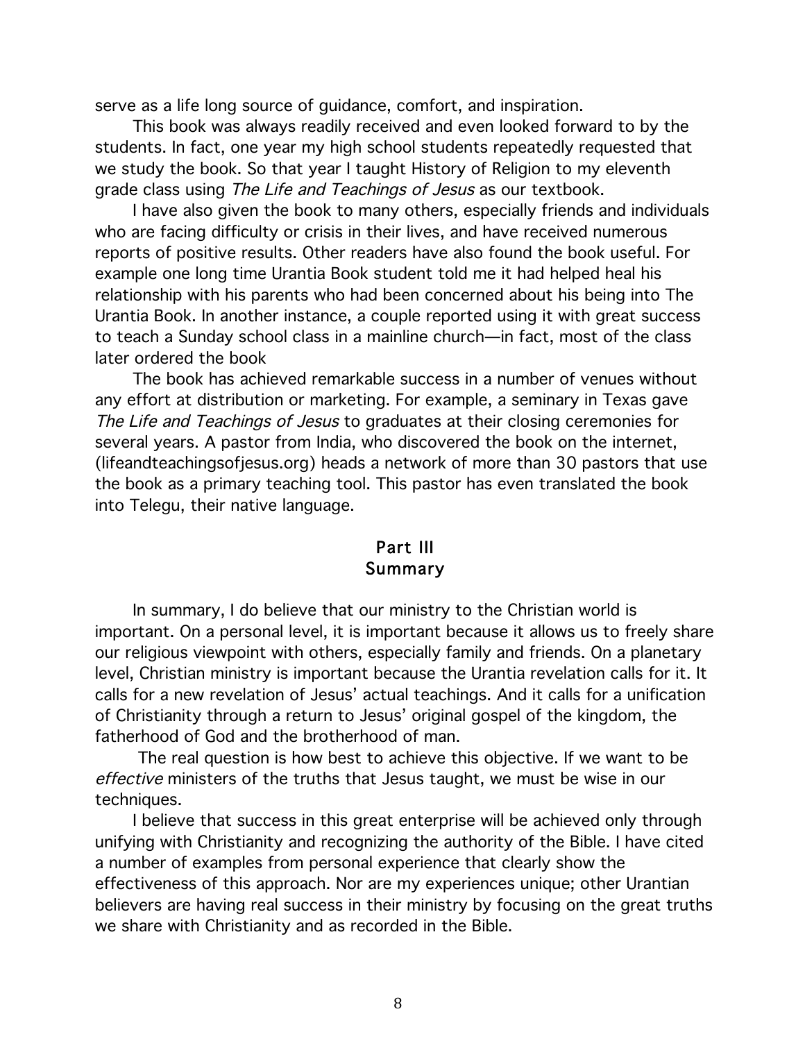serve as a life long source of guidance, comfort, and inspiration.

This book was always readily received and even looked forward to by the students. In fact, one year my high school students repeatedly requested that we study the book. So that year I taught History of Religion to my eleventh grade class using *The Life and Teachings of Jesus* as our textbook.

I have also given the book to many others, especially friends and individuals who are facing difficulty or crisis in their lives, and have received numerous reports of positive results. Other readers have also found the book useful. For example one long time Urantia Book student told me it had helped heal his relationship with his parents who had been concerned about his being into The Urantia Book. In another instance, a couple reported using it with great success to teach a Sunday school class in a mainline church—in fact, most of the class later ordered the book

The book has achieved remarkable success in a number of venues without any effort at distribution or marketing. For example, a seminary in Texas gave *The Life and Teachings of Jesus* to graduates at their closing ceremonies for several years. A pastor from India, who discovered the book on the internet, (lifeandteachingsofjesus.org) heads a network of more than 30 pastors that use the book as a primary teaching tool. This pastor has even translated the book into Telegu, their native language.

## Part III
## Summary

In summary, I do believe that our ministry to the Christian world is important. On a personal level, it is important because it allows us to freely share our religious viewpoint with others, especially family and friends. On a planetary level, Christian ministry is important because the Urantia revelation calls for it. It calls for a new revelation of Jesus' actual teachings. And it calls for a unification of Christianity through a return to Jesus' original gospel of the kingdom, the fatherhood of God and the brotherhood of man.

The real question is how best to achieve this objective. If we want to be *effective* ministers of the truths that Jesus taught, we must be wise in our techniques.

I believe that success in this great enterprise will be achieved only through unifying with Christianity and recognizing the authority of the Bible. I have cited a number of examples from personal experience that clearly show the effectiveness of this approach. Nor are my experiences unique; other Urantian believers are having real success in their ministry by focusing on the great truths we share with Christianity and as recorded in the Bible.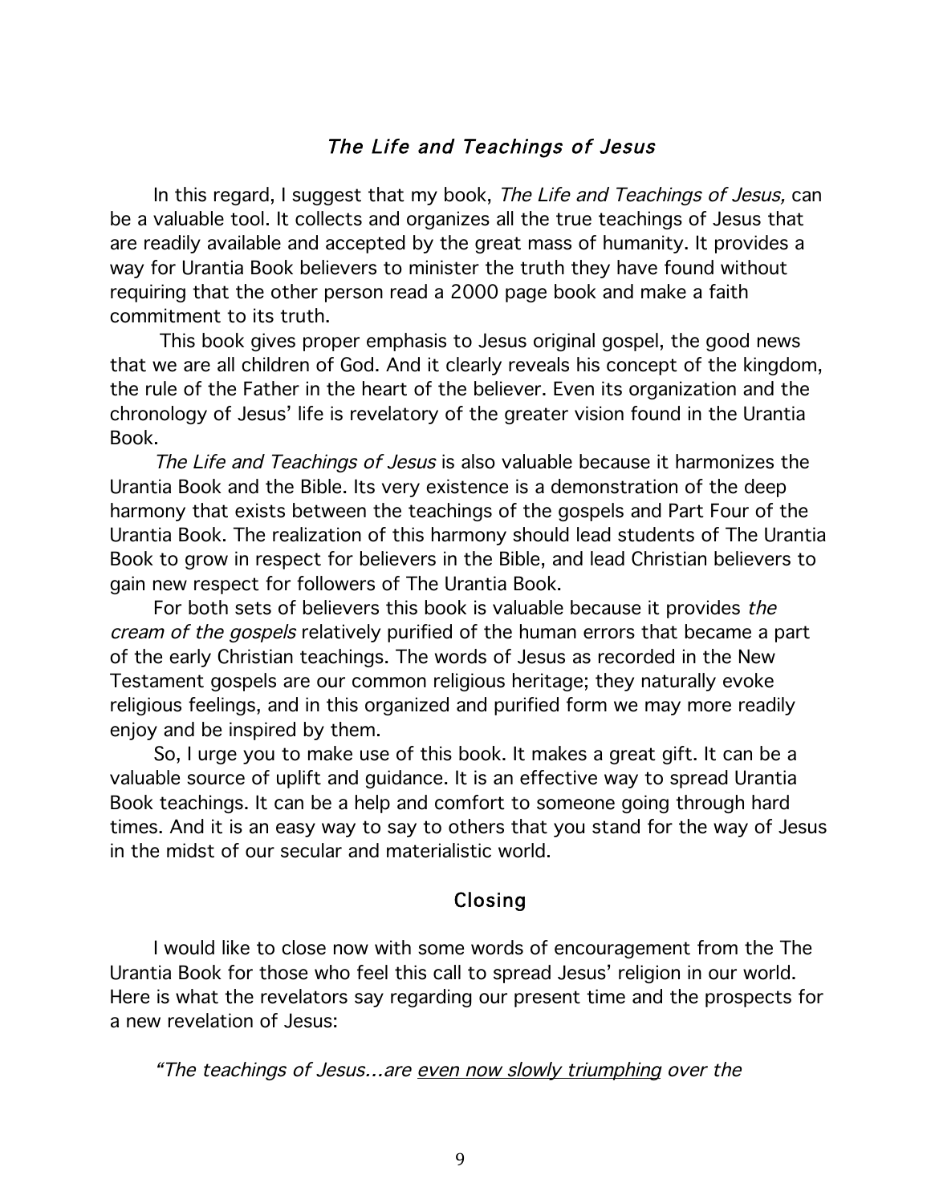## *The Life and Teachings of Jesus*

In this regard, I suggest that my book, *The Life and Teachings of Jesus,* can be a valuable tool. It collects and organizes all the true teachings of Jesus that are readily available and accepted by the great mass of humanity. It provides a way for Urantia Book believers to minister the truth they have found without requiring that the other person read a 2000 page book and make a faith commitment to its truth.

This book gives proper emphasis to Jesus original gospel, the good news that we are all children of God. And it clearly reveals his concept of the kingdom, the rule of the Father in the heart of the believer. Even its organization and the chronology of Jesus' life is revelatory of the greater vision found in the Urantia Book.

*The Life and Teachings of Jesus* is also valuable because it harmonizes the Urantia Book and the Bible. Its very existence is a demonstration of the deep harmony that exists between the teachings of the gospels and Part Four of the Urantia Book. The realization of this harmony should lead students of The Urantia Book to grow in respect for believers in the Bible, and lead Christian believers to gain new respect for followers of The Urantia Book.

For both sets of believers this book is valuable because it provides *the cream of the gospels* relatively purified of the human errors that became a part of the early Christian teachings. The words of Jesus as recorded in the New Testament gospels are our common religious heritage; they naturally evoke religious feelings, and in this organized and purified form we may more readily enjoy and be inspired by them.

So, I urge you to make use of this book. It makes a great gift. It can be a valuable source of uplift and guidance. It is an effective way to spread Urantia Book teachings. It can be a help and comfort to someone going through hard times. And it is an easy way to say to others that you stand for the way of Jesus in the midst of our secular and materialistic world.

## Closing

I would like to close now with some words of encouragement from the The Urantia Book for those who feel this call to spread Jesus' religion in our world. Here is what the revelators say regarding our present time and the prospects for a new revelation of Jesus:

*"The teachings of Jesus...are <u>even now slowly triumphing</u> over the*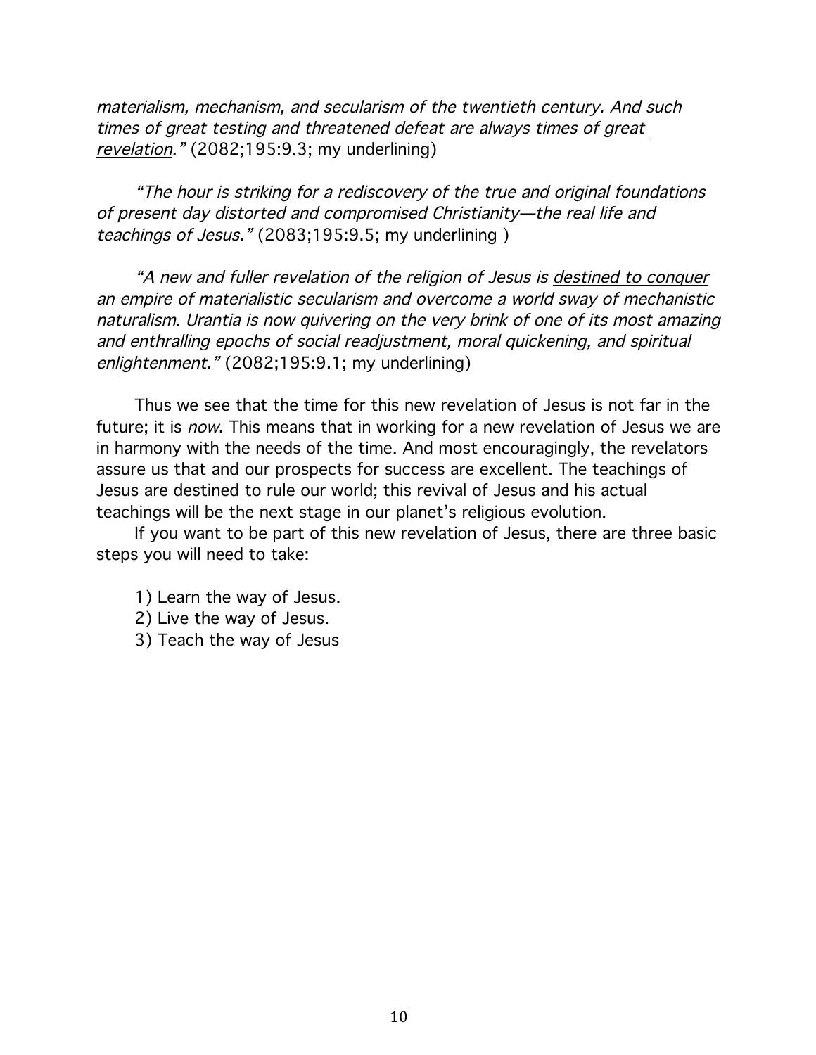*materialism, mechanism, and secularism of the twentieth century. And such times of great testing and threatened defeat are <u>always times of great revelation</u>."* (2082;195:9.3; my underlining)

*"<u>The hour is striking</u> for a rediscovery of the true and original foundations of present day distorted and compromised Christianity—the real life and teachings of Jesus."* (2083;195:9.5; my underlining )

*"A new and fuller revelation of the religion of Jesus is <u>destined to conquer</u> an empire of materialistic secularism and overcome a world sway of mechanistic naturalism. Urantia is <u>now quivering on the very brink</u> of one of its most amazing and enthralling epochs of social readjustment, moral quickening, and spiritual enlightenment."* (2082;195:9.1; my underlining)

Thus we see that the time for this new revelation of Jesus is not far in the future; it is *now*. This means that in working for a new revelation of Jesus we are in harmony with the needs of the time. And most encouragingly, the revelators assure us that and our prospects for success are excellent. The teachings of Jesus are destined to rule our world; this revival of Jesus and his actual teachings will be the next stage in our planet's religious evolution.

If you want to be part of this new revelation of Jesus, there are three basic steps you will need to take:

1) Learn the way of Jesus.
2) Live the way of Jesus.
3) Teach the way of Jesus